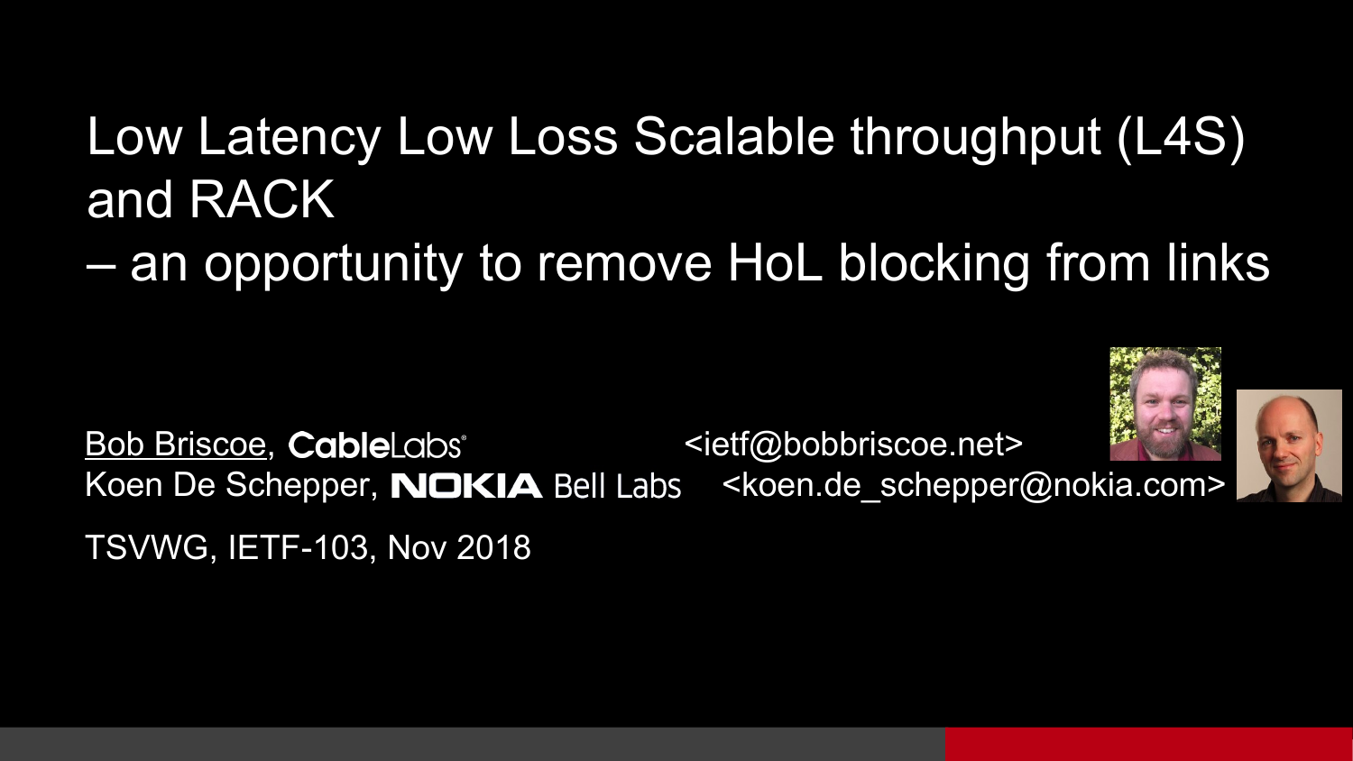# Low Latency Low Loss Scalable throughput (L4S) and RACK – an opportunity to remove HoL blocking from links

Bob Briscoe, CableLabs <ietf@bobbriscoe.net>

Koen De Schepper, NOKIA Bell Labs <koen.de_schepper@nokia.com>

TSVWG, IETF-103, Nov 2018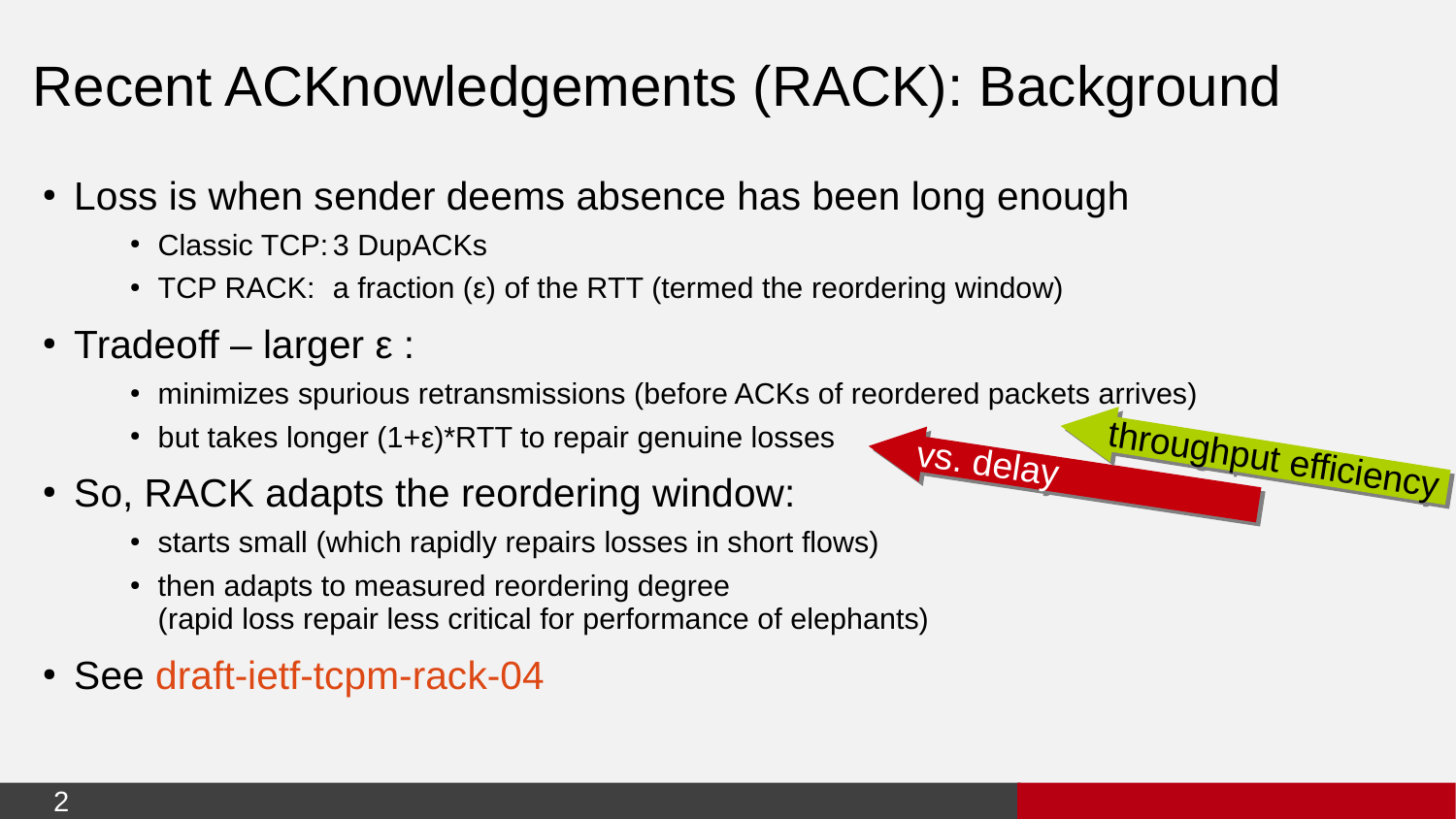# Recent ACKnowledgements (RACK): Background

- Loss is when sender deems absence has been long enough
  - Classic TCP: 3 DupACKs
  - TCP RACK: a fraction (ε) of the RTT (termed the reordering window)
- Tradeoff – larger ε :
  - minimizes spurious retransmissions (before ACKs of reordered packets arrives)
  - but takes longer (1+ε)*RTT to repair genuine losses
- So, RACK adapts the reordering window:
  - starts small (which rapidly repairs losses in short flows)
  - then adapts to measured reordering degree
    (rapid loss repair less critical for performance of elephants)
- See draft-ietf-tcpm-rack-04

throughput efficiency

vs. delay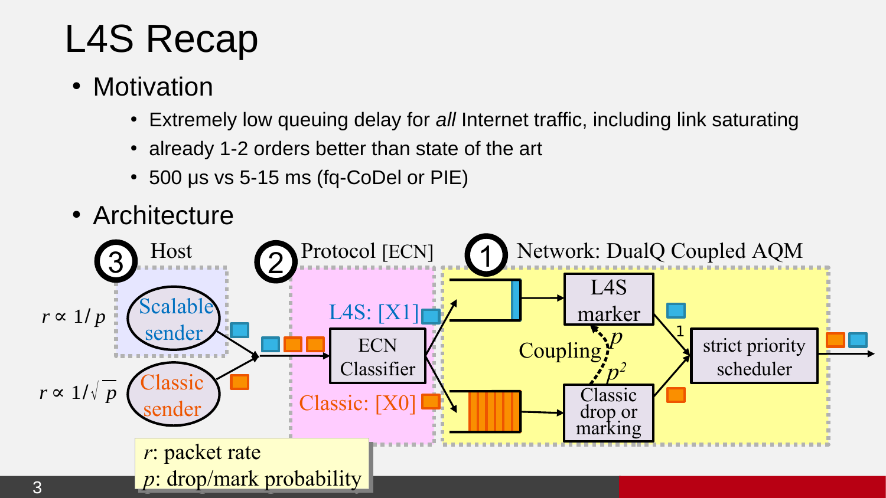# L4S Recap

- Motivation
  - Extremely low queuing delay for *all* Internet traffic, including link saturating
  - already 1-2 orders better than state of the art
  - 500 µs vs 5-15 ms (fq-CoDel or PIE)
- Architecture

③ Host

$r \propto 1/p$ Scalable sender

$r \propto 1/\sqrt{p}$ Classic sender

② Protocol [ECN]

L4S: [X1]

ECN Classifier

Classic: [X0]

① Network: DualQ Coupled AQM

L4S marker

Coupling $p$ $p^2$

Classic drop or marking

1

strict priority scheduler

$r$: packet rate
$p$: drop/mark probability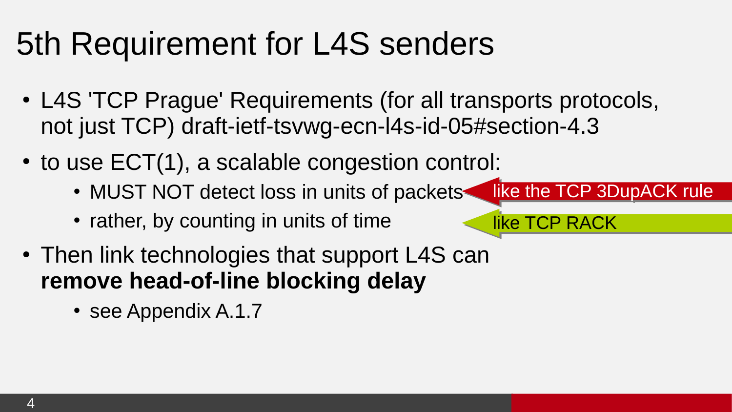# 5th Requirement for L4S senders

- L4S 'TCP Prague' Requirements (for all transports protocols, not just TCP) draft-ietf-tsvwg-ecn-l4s-id-05#section-4.3
- to use ECT(1), a scalable congestion control:
  - MUST NOT detect loss in units of packets ← like the TCP 3DupACK rule
  - rather, by counting in units of time ← like TCP RACK
- Then link technologies that support L4S can **remove head-of-line blocking delay**
  - see Appendix A.1.7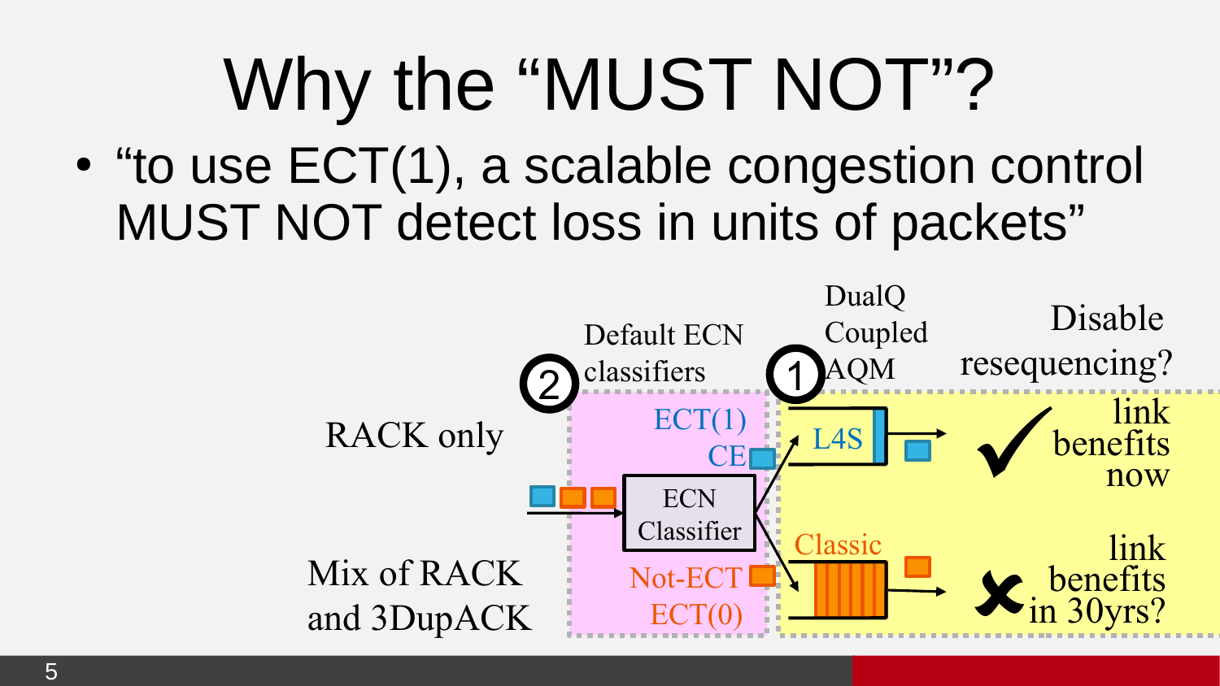# Why the “MUST NOT”?

- “to use ECT(1), a scalable congestion control MUST NOT detect loss in units of packets”

RACK only

Mix of RACK and 3DupACK

2 Default ECN classifiers

ECT(1)
CE

ECN Classifier

Not-ECT
ECT(0)

1 DualQ Coupled AQM

L4S

Classic

Disable resequencing?

✓ link benefits now

✗ link benefits in 30yrs?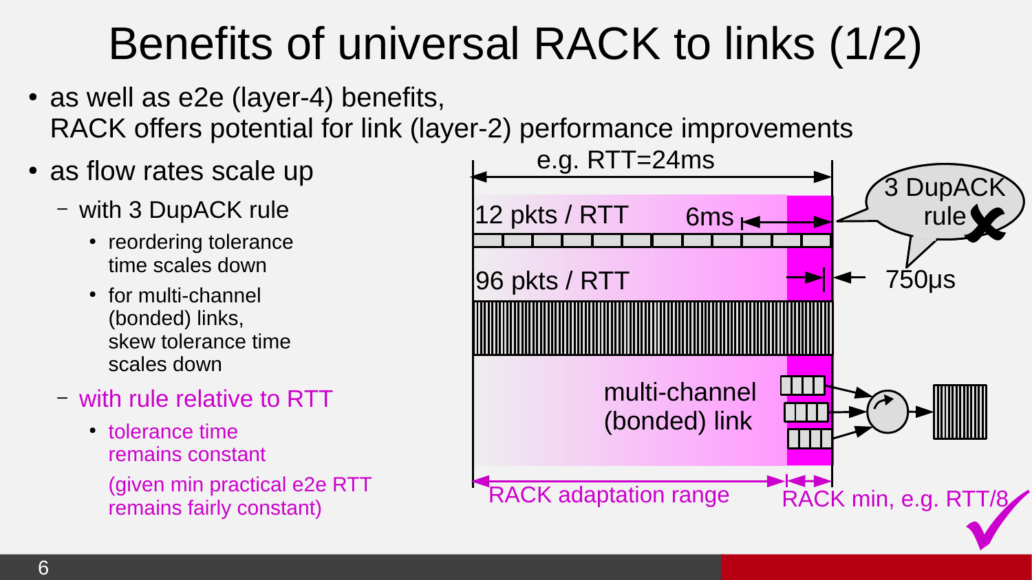# Benefits of universal RACK to links (1/2)

- as well as e2e (layer-4) benefits,
  RACK offers potential for link (layer-2) performance improvements
- as flow rates scale up
  - with 3 DupACK rule
    - reordering tolerance time scales down
    - for multi-channel (bonded) links, skew tolerance time scales down
  - with rule relative to RTT
    - tolerance time remains constant

      (given min practical e2e RTT remains fairly constant)

e.g. RTT=24ms

12 pkts / RTT 6ms

96 pkts / RTT 750μs

3 DupACK rule ✗

multi-channel (bonded) link

RACK adaptation range

RACK min, e.g. RTT/8 ✓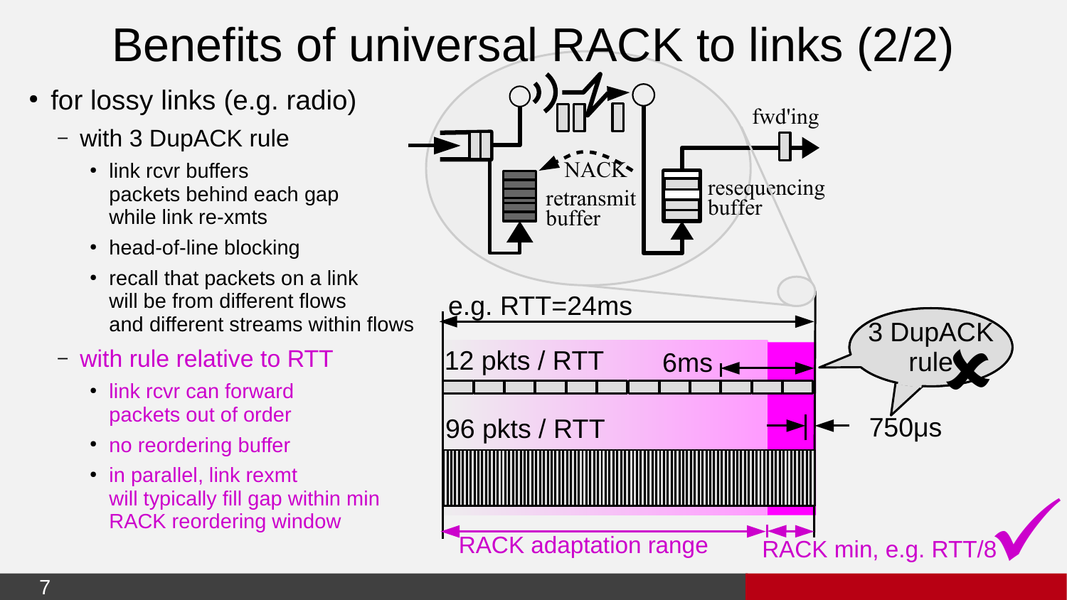# Benefits of universal RACK to links (2/2)

- for lossy links (e.g. radio)
  - with 3 DupACK rule
    - link rcvr buffers packets behind each gap while link re-xmts
    - head-of-line blocking
    - recall that packets on a link will be from different flows and different streams within flows
  - with rule relative to RTT
    - link rcvr can forward packets out of order
    - no reordering buffer
    - in parallel, link rexmt will typically fill gap within min RACK reordering window

fwd'ing

NACK

retransmit buffer

resequencing buffer

e.g. RTT=24ms

12 pkts / RTT

6ms

3 DupACK rule

96 pkts / RTT

750μs

RACK adaptation range

RACK min, e.g. RTT/8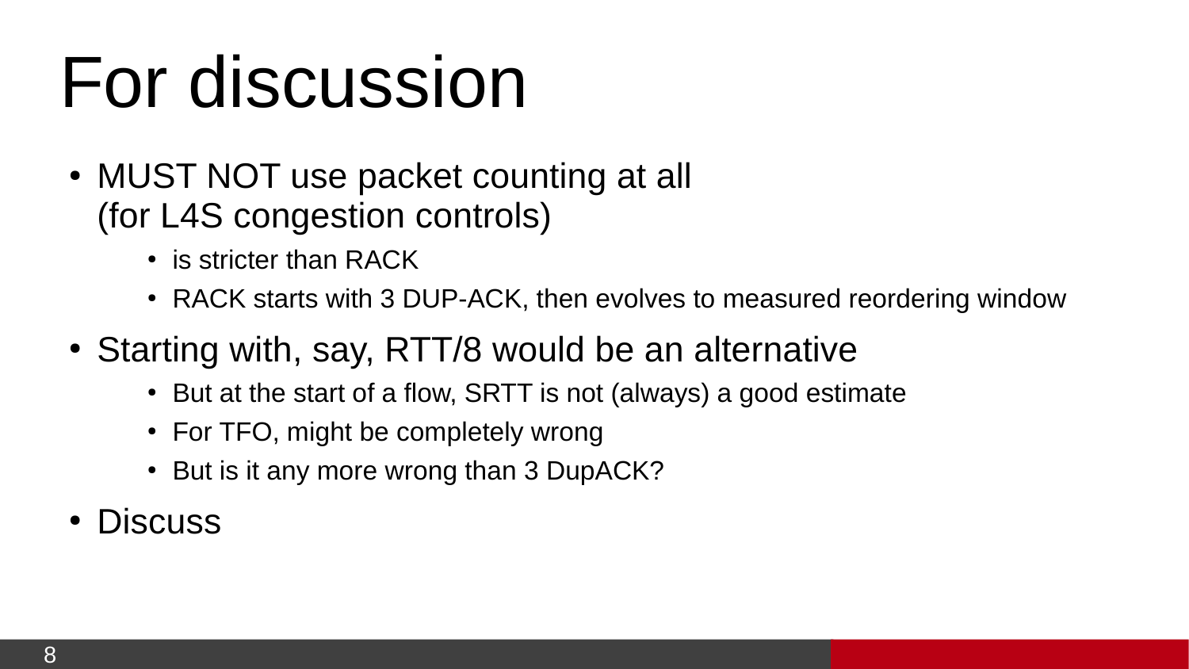# For discussion

- MUST NOT use packet counting at all
  (for L4S congestion controls)
  - is stricter than RACK
  - RACK starts with 3 DUP-ACK, then evolves to measured reordering window
- Starting with, say, RTT/8 would be an alternative
  - But at the start of a flow, SRTT is not (always) a good estimate
  - For TFO, might be completely wrong
  - But is it any more wrong than 3 DupACK?
- Discuss